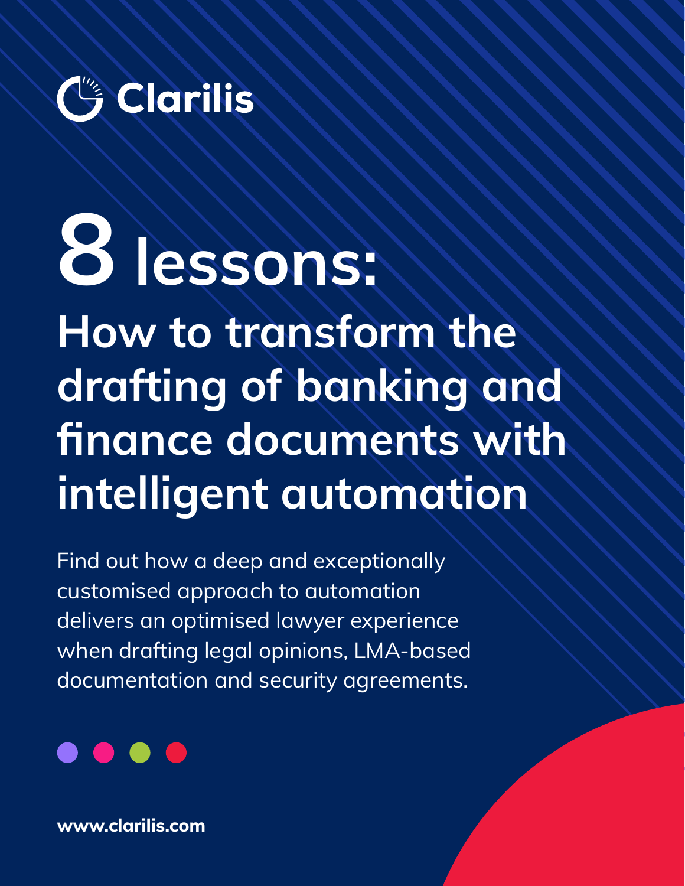Clarilis

# 8 lessons:

# How to transform the drafting of banking and finance documents with intelligent automation

Find out how a deep and exceptionally customised approach to automation delivers an optimised lawyer experience when drafting legal opinions, LMA-based documentation and security agreements.

www.clarilis.com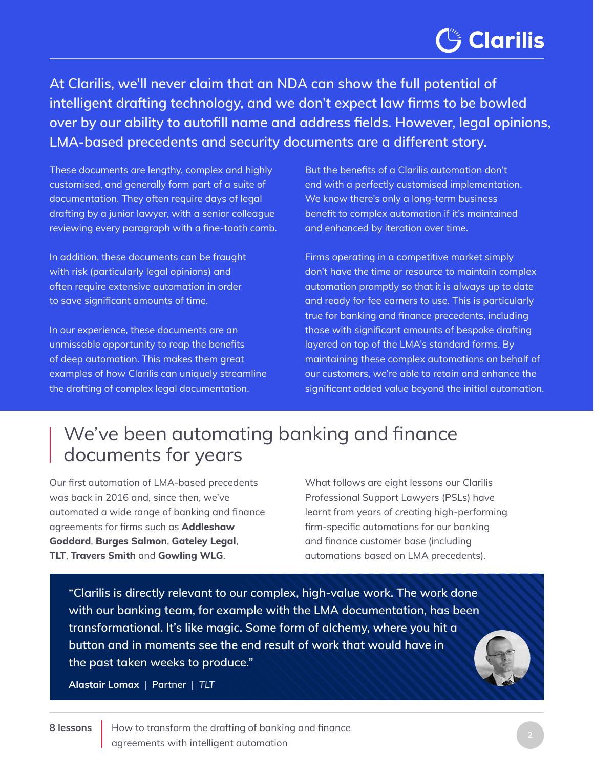At Clarilis, we'll never claim that an NDA can show the full potential of intelligent drafting technology, and we don't expect law firms to be bowled over by our ability to autofill name and address fields. However, legal opinions, LMA-based precedents and security documents are a different story.

These documents are lengthy, complex and highly customised, and generally form part of a suite of documentation. They often require days of legal drafting by a junior lawyer, with a senior colleague reviewing every paragraph with a fine-tooth comb.

In addition, these documents can be fraught with risk (particularly legal opinions) and often require extensive automation in order to save significant amounts of time.

In our experience, these documents are an unmissable opportunity to reap the benefits of deep automation. This makes them great examples of how Clarilis can uniquely streamline the drafting of complex legal documentation.

But the benefits of a Clarilis automation don't end with a perfectly customised implementation. We know there's only a long-term business benefit to complex automation if it's maintained and enhanced by iteration over time.

Firms operating in a competitive market simply don't have the time or resource to maintain complex automation promptly so that it is always up to date and ready for fee earners to use. This is particularly true for banking and finance precedents, including those with significant amounts of bespoke drafting layered on top of the LMA's standard forms. By maintaining these complex automations on behalf of our customers, we're able to retain and enhance the significant added value beyond the initial automation.

## We've been automating banking and finance documents for years

Our first automation of LMA-based precedents was back in 2016 and, since then, we've automated a wide range of banking and finance agreements for firms such as **Addleshaw Goddard**, **Burges Salmon**, **Gateley Legal**, **TLT**, **Travers Smith** and **Gowling WLG**.

What follows are eight lessons our Clarilis Professional Support Lawyers (PSLs) have learnt from years of creating high-performing firm-specific automations for our banking and finance customer base (including automations based on LMA precedents).

> "Clarilis is directly relevant to our complex, high-value work. The work done with our banking team, for example with the LMA documentation, has been transformational. It's like magic. Some form of alchemy, where you hit a button and in moments see the end result of work that would have in the past taken weeks to produce."
>
> **Alastair Lomax** | Partner | *TLT*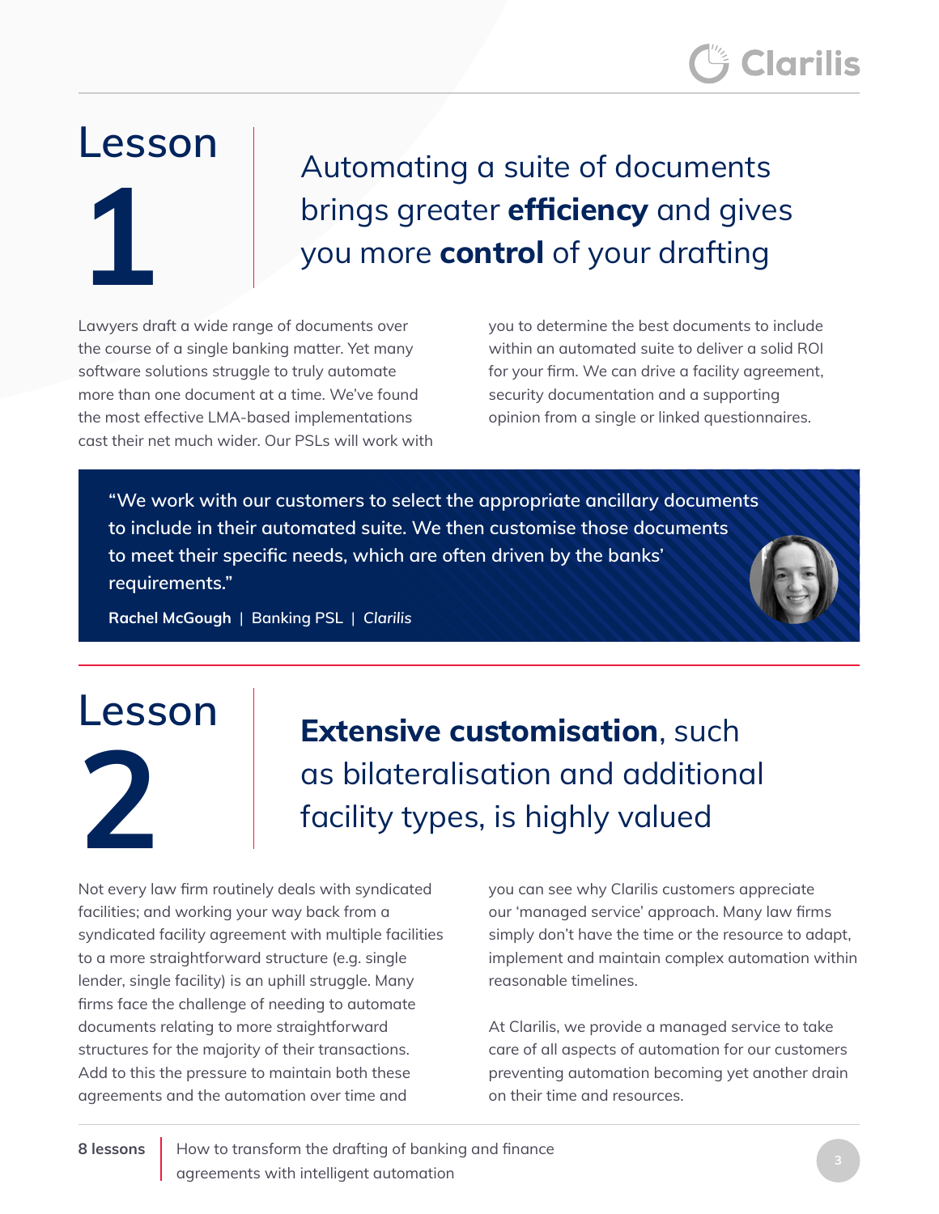## Lesson 1

### Automating a suite of documents brings greater **efficiency** and gives you more **control** of your drafting

Lawyers draft a wide range of documents over the course of a single banking matter. Yet many software solutions struggle to truly automate more than one document at a time. We've found the most effective LMA-based implementations cast their net much wider. Our PSLs will work with you to determine the best documents to include within an automated suite to deliver a solid ROI for your firm. We can drive a facility agreement, security documentation and a supporting opinion from a single or linked questionnaires.

> "We work with our customers to select the appropriate ancillary documents to include in their automated suite. We then customise those documents to meet their specific needs, which are often driven by the banks' requirements."
>
> **Rachel McGough** | Banking PSL | *Clarilis*

## Lesson 2

### **Extensive customisation**, such as bilateralisation and additional facility types, is highly valued

Not every law firm routinely deals with syndicated facilities; and working your way back from a syndicated facility agreement with multiple facilities to a more straightforward structure (e.g. single lender, single facility) is an uphill struggle. Many firms face the challenge of needing to automate documents relating to more straightforward structures for the majority of their transactions. Add to this the pressure to maintain both these agreements and the automation over time and you can see why Clarilis customers appreciate our 'managed service' approach. Many law firms simply don't have the time or the resource to adapt, implement and maintain complex automation within reasonable timelines.

At Clarilis, we provide a managed service to take care of all aspects of automation for our customers preventing automation becoming yet another drain on their time and resources.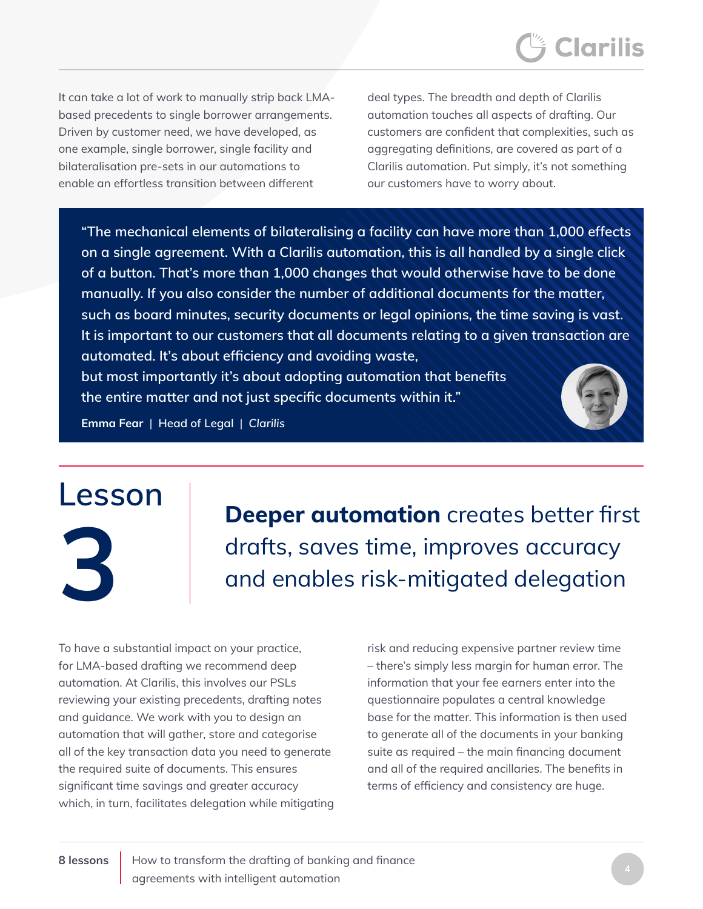It can take a lot of work to manually strip back LMA-based precedents to single borrower arrangements. Driven by customer need, we have developed, as one example, single borrower, single facility and bilateralisation pre-sets in our automations to enable an effortless transition between different deal types. The breadth and depth of Clarilis automation touches all aspects of drafting. Our customers are confident that complexities, such as aggregating definitions, are covered as part of a Clarilis automation. Put simply, it's not something our customers have to worry about.

> "The mechanical elements of bilateralising a facility can have more than 1,000 effects on a single agreement. With a Clarilis automation, this is all handled by a single click of a button. That's more than 1,000 changes that would otherwise have to be done manually. If you also consider the number of additional documents for the matter, such as board minutes, security documents or legal opinions, the time saving is vast. It is important to our customers that all documents relating to a given transaction are automated. It's about efficiency and avoiding waste, but most importantly it's about adopting automation that benefits the entire matter and not just specific documents within it."
>
> **Emma Fear** | Head of Legal | *Clarilis*

# Lesson 3

## **Deeper automation** creates better first drafts, saves time, improves accuracy and enables risk-mitigated delegation

To have a substantial impact on your practice, for LMA-based drafting we recommend deep automation. At Clarilis, this involves our PSLs reviewing your existing precedents, drafting notes and guidance. We work with you to design an automation that will gather, store and categorise all of the key transaction data you need to generate the required suite of documents. This ensures significant time savings and greater accuracy which, in turn, facilitates delegation while mitigating risk and reducing expensive partner review time – there's simply less margin for human error. The information that your fee earners enter into the questionnaire populates a central knowledge base for the matter. This information is then used to generate all of the documents in your banking suite as required – the main financing document and all of the required ancillaries. The benefits in terms of efficiency and consistency are huge.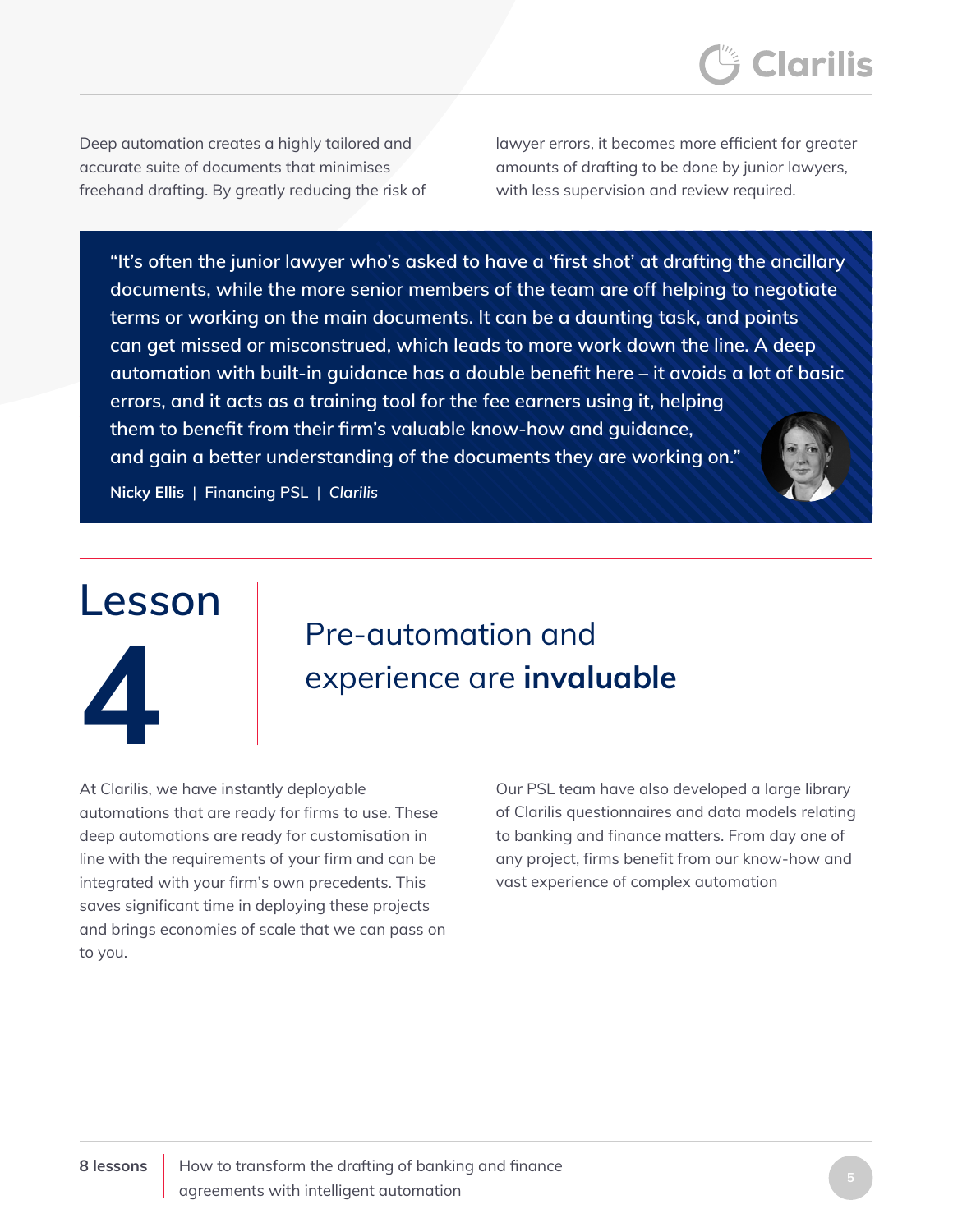Deep automation creates a highly tailored and accurate suite of documents that minimises freehand drafting. By greatly reducing the risk of lawyer errors, it becomes more efficient for greater amounts of drafting to be done by junior lawyers, with less supervision and review required.

> "It's often the junior lawyer who's asked to have a 'first shot' at drafting the ancillary documents, while the more senior members of the team are off helping to negotiate terms or working on the main documents. It can be a daunting task, and points can get missed or misconstrued, which leads to more work down the line. A deep automation with built-in guidance has a double benefit here – it avoids a lot of basic errors, and it acts as a training tool for the fee earners using it, helping them to benefit from their firm's valuable know-how and guidance, and gain a better understanding of the documents they are working on."
>
> **Nicky Ellis** | Financing PSL | *Clarilis*

# Lesson 4

## Pre-automation and experience are **invaluable**

At Clarilis, we have instantly deployable automations that are ready for firms to use. These deep automations are ready for customisation in line with the requirements of your firm and can be integrated with your firm's own precedents. This saves significant time in deploying these projects and brings economies of scale that we can pass on to you.

Our PSL team have also developed a large library of Clarilis questionnaires and data models relating to banking and finance matters. From day one of any project, firms benefit from our know-how and vast experience of complex automation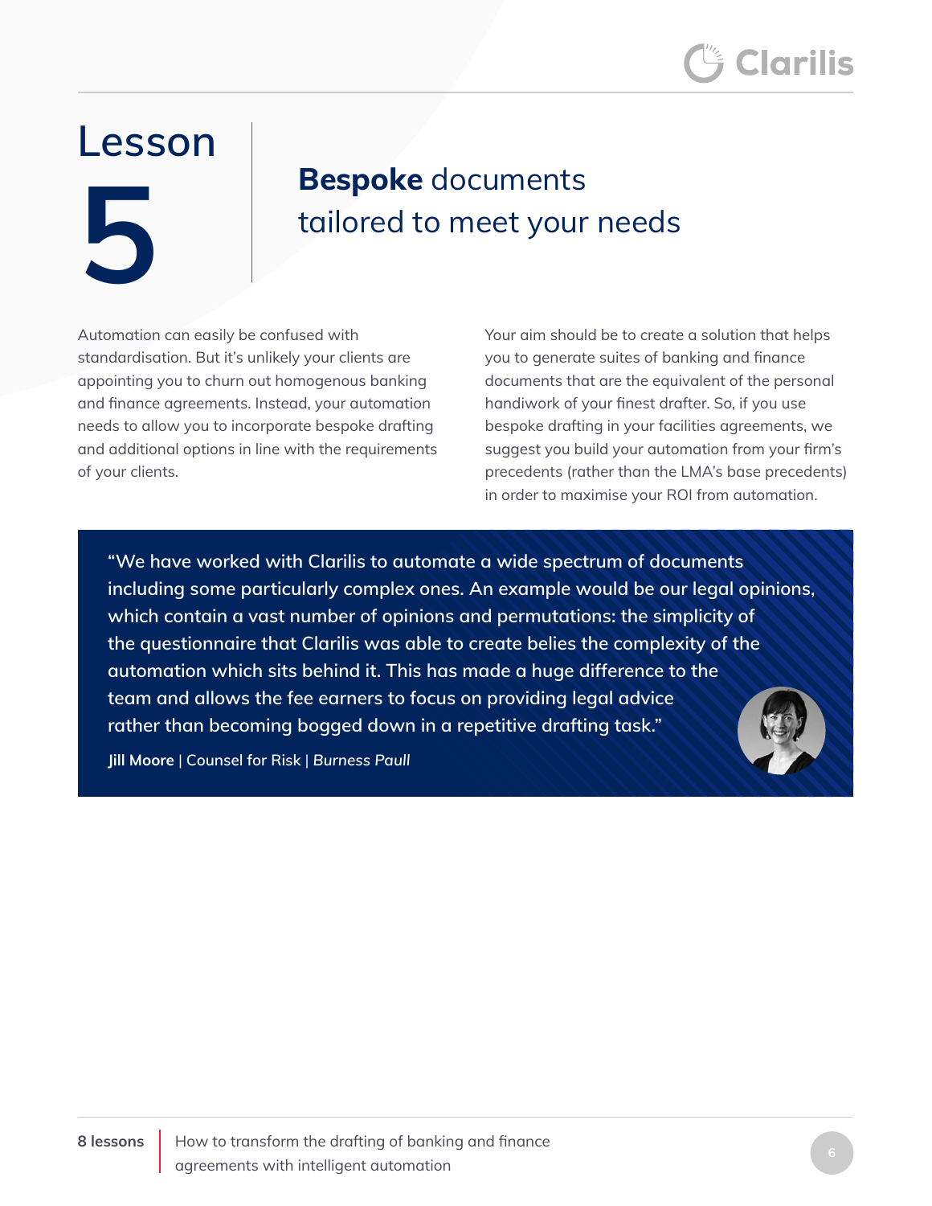# Lesson 5

## **Bespoke** documents tailored to meet your needs

Automation can easily be confused with standardisation. But it's unlikely your clients are appointing you to churn out homogenous banking and finance agreements. Instead, your automation needs to allow you to incorporate bespoke drafting and additional options in line with the requirements of your clients.

Your aim should be to create a solution that helps you to generate suites of banking and finance documents that are the equivalent of the personal handiwork of your finest drafter. So, if you use bespoke drafting in your facilities agreements, we suggest you build your automation from your firm's precedents (rather than the LMA's base precedents) in order to maximise your ROI from automation.

> "We have worked with Clarilis to automate a wide spectrum of documents including some particularly complex ones. An example would be our legal opinions, which contain a vast number of opinions and permutations: the simplicity of the questionnaire that Clarilis was able to create belies the complexity of the automation which sits behind it. This has made a huge difference to the team and allows the fee earners to focus on providing legal advice rather than becoming bogged down in a repetitive drafting task."
>
> **Jill Moore** | Counsel for Risk | *Burness Paull*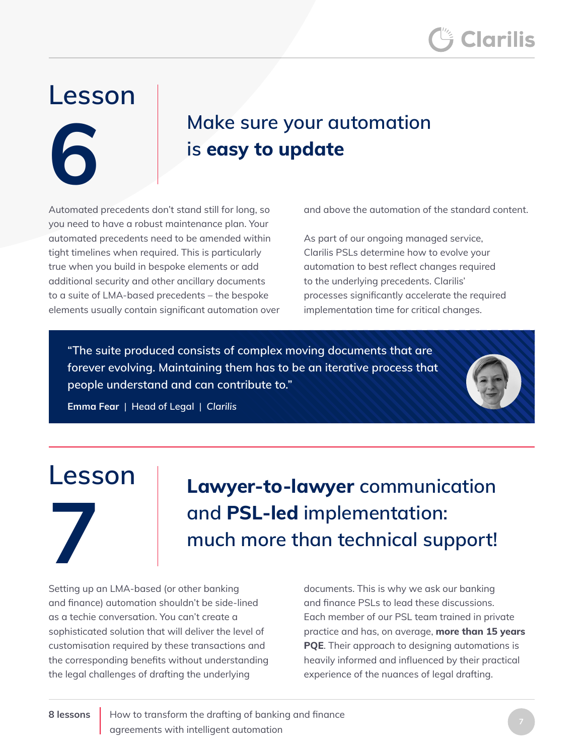# Lesson 6

## Make sure your automation is **easy to update**

Automated precedents don't stand still for long, so you need to have a robust maintenance plan. Your automated precedents need to be amended within tight timelines when required. This is particularly true when you build in bespoke elements or add additional security and other ancillary documents to a suite of LMA-based precedents – the bespoke elements usually contain significant automation over and above the automation of the standard content.

As part of our ongoing managed service, Clarilis PSLs determine how to evolve your automation to best reflect changes required to the underlying precedents. Clarilis' processes significantly accelerate the required implementation time for critical changes.

> "The suite produced consists of complex moving documents that are forever evolving. Maintaining them has to be an iterative process that people understand and can contribute to."
>
> **Emma Fear** | Head of Legal | *Clarilis*

# Lesson 7

## **Lawyer-to-lawyer** communication and **PSL-led** implementation: much more than technical support!

Setting up an LMA-based (or other banking and finance) automation shouldn't be side-lined as a techie conversation. You can't create a sophisticated solution that will deliver the level of customisation required by these transactions and the corresponding benefits without understanding the legal challenges of drafting the underlying documents. This is why we ask our banking and finance PSLs to lead these discussions. Each member of our PSL team trained in private practice and has, on average, **more than 15 years PQE**. Their approach to designing automations is heavily informed and influenced by their practical experience of the nuances of legal drafting.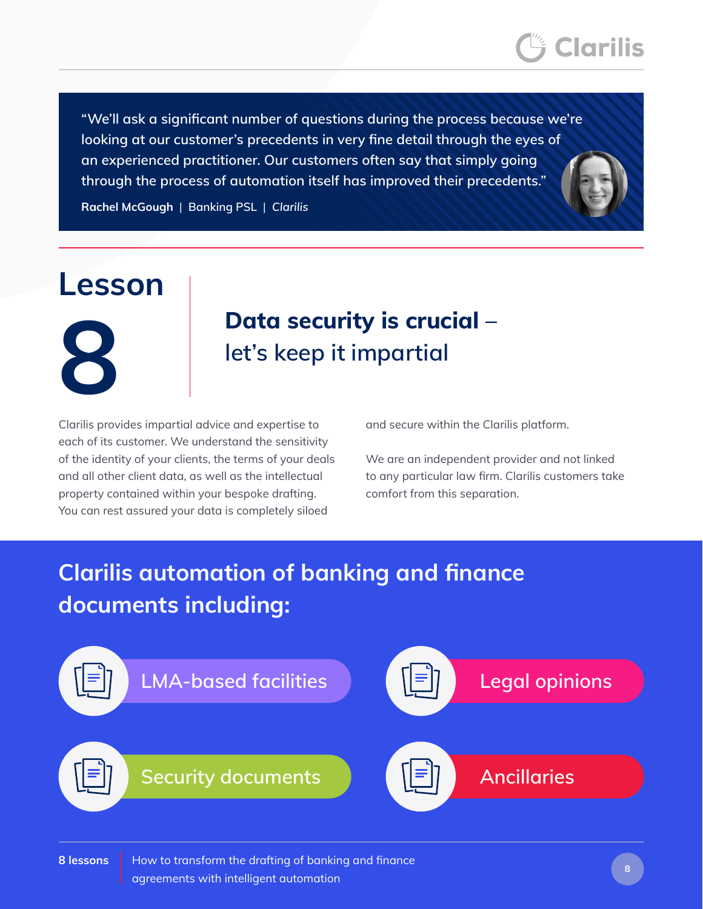> "We'll ask a significant number of questions during the process because we're looking at our customer's precedents in very fine detail through the eyes of an experienced practitioner. Our customers often say that simply going through the process of automation itself has improved their precedents."
>
> **Rachel McGough** | Banking PSL | *Clarilis*

# Lesson 8

## **Data security is crucial** – let's keep it impartial

Clarilis provides impartial advice and expertise to each of its customer. We understand the sensitivity of the identity of your clients, the terms of your deals and all other client data, as well as the intellectual property contained within your bespoke drafting. You can rest assured your data is completely siloed and secure within the Clarilis platform.

We are an independent provider and not linked to any particular law firm. Clarilis customers take comfort from this separation.

## Clarilis automation of banking and finance documents including:

- LMA-based facilities
- Legal opinions
- Security documents
- Ancillaries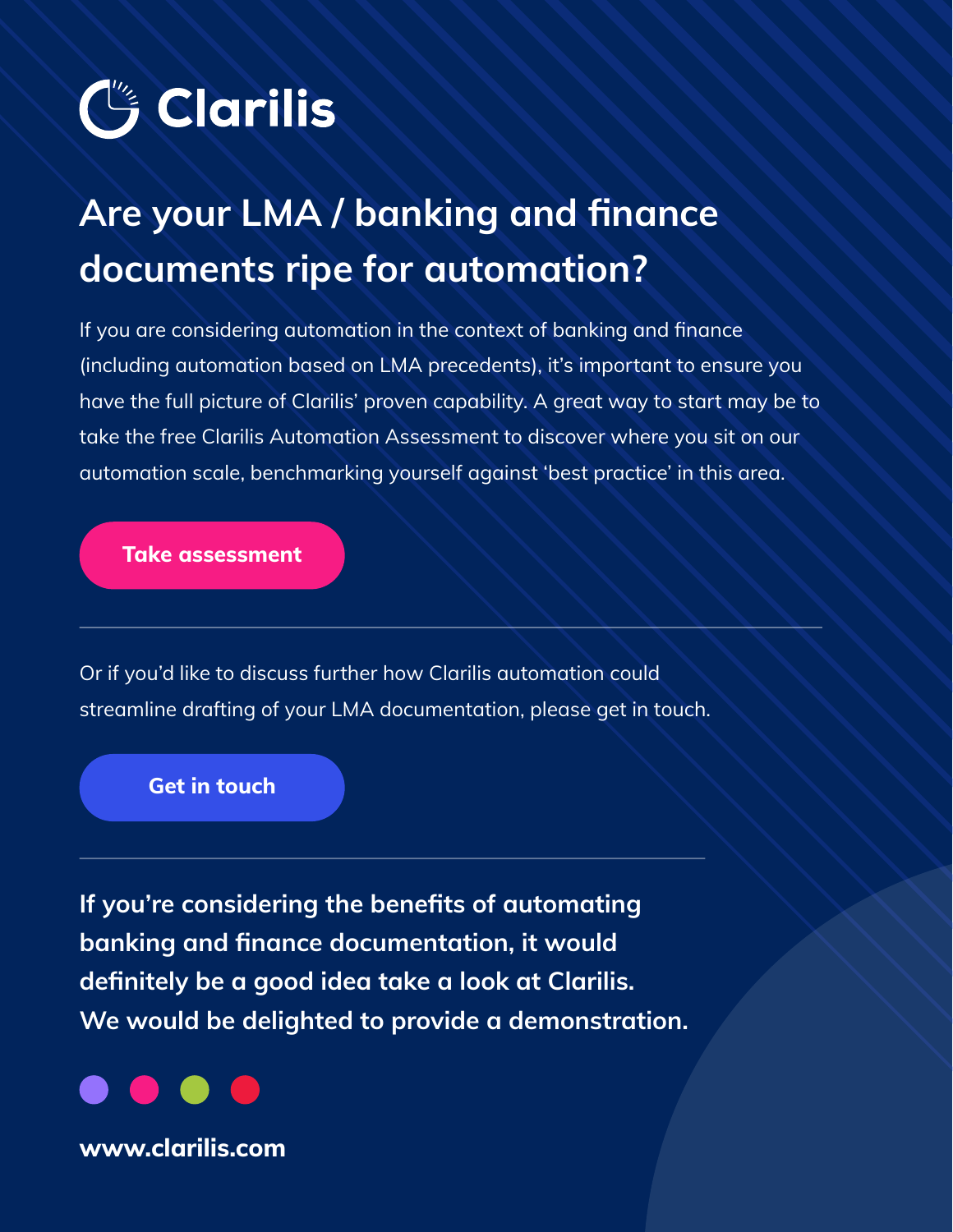Clarilis

# Are your LMA / banking and finance documents ripe for automation?

If you are considering automation in the context of banking and finance (including automation based on LMA precedents), it's important to ensure you have the full picture of Clarilis' proven capability. A great way to start may be to take the free Clarilis Automation Assessment to discover where you sit on our automation scale, benchmarking yourself against 'best practice' in this area.

**Take assessment**

---

Or if you'd like to discuss further how Clarilis automation could streamline drafting of your LMA documentation, please get in touch.

**Get in touch**

---

**If you're considering the benefits of automating banking and finance documentation, it would definitely be a good idea take a look at Clarilis. We would be delighted to provide a demonstration.**

**www.clarilis.com**